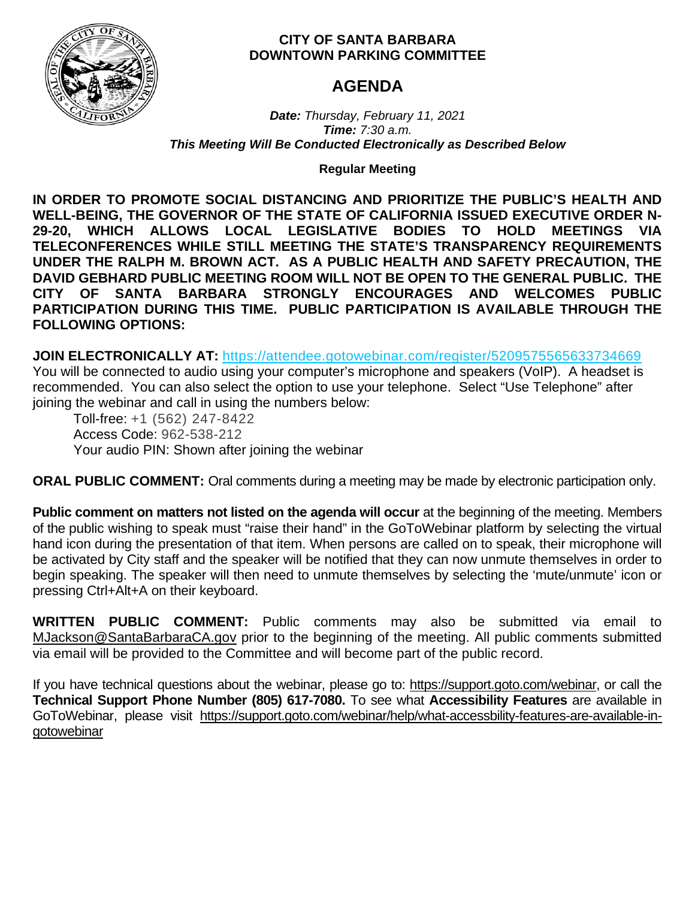**CITY OF SANTA BARBARA**
**DOWNTOWN PARKING COMMITTEE**

# AGENDA

***Date:*** *Thursday, February 11, 2021*
***Time:*** *7:30 a.m.*
***This Meeting Will Be Conducted Electronically as Described Below***

**Regular Meeting**

**IN ORDER TO PROMOTE SOCIAL DISTANCING AND PRIORITIZE THE PUBLIC'S HEALTH AND WELL-BEING, THE GOVERNOR OF THE STATE OF CALIFORNIA ISSUED EXECUTIVE ORDER N-29-20, WHICH ALLOWS LOCAL LEGISLATIVE BODIES TO HOLD MEETINGS VIA TELECONFERENCES WHILE STILL MEETING THE STATE'S TRANSPARENCY REQUIREMENTS UNDER THE RALPH M. BROWN ACT. AS A PUBLIC HEALTH AND SAFETY PRECAUTION, THE DAVID GEBHARD PUBLIC MEETING ROOM WILL NOT BE OPEN TO THE GENERAL PUBLIC. THE CITY OF SANTA BARBARA STRONGLY ENCOURAGES AND WELCOMES PUBLIC PARTICIPATION DURING THIS TIME. PUBLIC PARTICIPATION IS AVAILABLE THROUGH THE FOLLOWING OPTIONS:**

**JOIN ELECTRONICALLY AT:** https://attendee.gotowebinar.com/register/5209575565633734669
You will be connected to audio using your computer's microphone and speakers (VoIP). A headset is recommended. You can also select the option to use your telephone. Select "Use Telephone" after joining the webinar and call in using the numbers below:

Toll-free: +1 (562) 247-8422
Access Code: 962-538-212
Your audio PIN: Shown after joining the webinar

**ORAL PUBLIC COMMENT:** Oral comments during a meeting may be made by electronic participation only.

**Public comment on matters not listed on the agenda will occur** at the beginning of the meeting. Members of the public wishing to speak must "raise their hand" in the GoToWebinar platform by selecting the virtual hand icon during the presentation of that item. When persons are called on to speak, their microphone will be activated by City staff and the speaker will be notified that they can now unmute themselves in order to begin speaking. The speaker will then need to unmute themselves by selecting the 'mute/unmute' icon or pressing Ctrl+Alt+A on their keyboard.

**WRITTEN PUBLIC COMMENT:** Public comments may also be submitted via email to MJackson@SantaBarbaraCA.gov prior to the beginning of the meeting. All public comments submitted via email will be provided to the Committee and will become part of the public record.

If you have technical questions about the webinar, please go to: https://support.goto.com/webinar, or call the **Technical Support Phone Number (805) 617-7080.** To see what **Accessibility Features** are available in GoToWebinar, please visit https://support.goto.com/webinar/help/what-accessbility-features-are-available-in-gotowebinar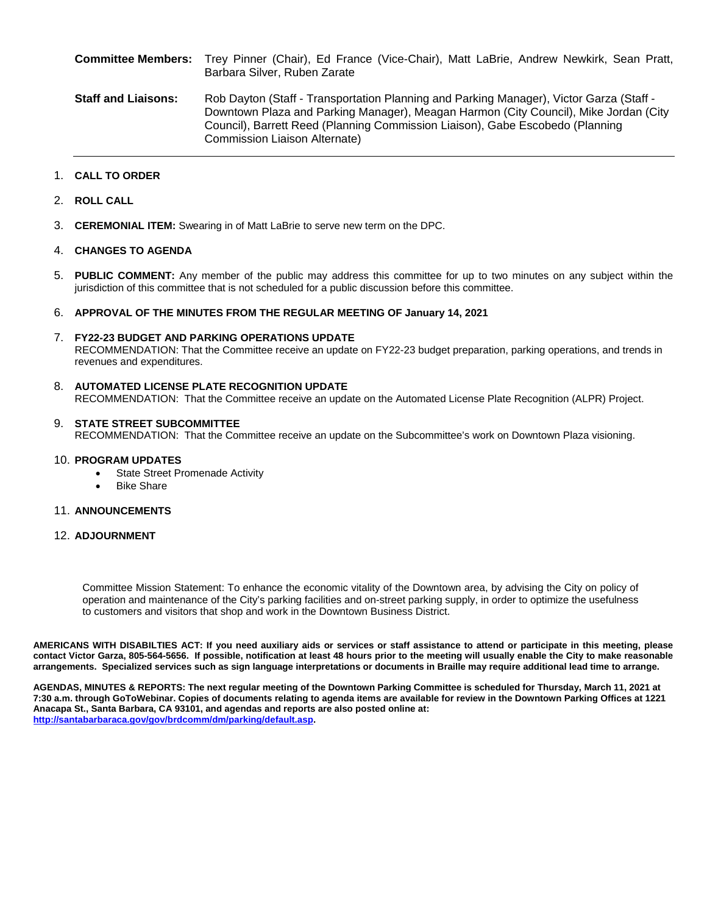**Committee Members:** Trey Pinner (Chair), Ed France (Vice-Chair), Matt LaBrie, Andrew Newkirk, Sean Pratt, Barbara Silver, Ruben Zarate

**Staff and Liaisons:** Rob Dayton (Staff - Transportation Planning and Parking Manager), Victor Garza (Staff - Downtown Plaza and Parking Manager), Meagan Harmon (City Council), Mike Jordan (City Council), Barrett Reed (Planning Commission Liaison), Gabe Escobedo (Planning Commission Liaison Alternate)

---

1. **CALL TO ORDER**
2. **ROLL CALL**
3. **CEREMONIAL ITEM:** Swearing in of Matt LaBrie to serve new term on the DPC.
4. **CHANGES TO AGENDA**
5. **PUBLIC COMMENT:** Any member of the public may address this committee for up to two minutes on any subject within the jurisdiction of this committee that is not scheduled for a public discussion before this committee.
6. **APPROVAL OF THE MINUTES FROM THE REGULAR MEETING OF January 14, 2021**
7. **FY22-23 BUDGET AND PARKING OPERATIONS UPDATE**
   RECOMMENDATION: That the Committee receive an update on FY22-23 budget preparation, parking operations, and trends in revenues and expenditures.
8. **AUTOMATED LICENSE PLATE RECOGNITION UPDATE**
   RECOMMENDATION: That the Committee receive an update on the Automated License Plate Recognition (ALPR) Project.
9. **STATE STREET SUBCOMMITTEE**
   RECOMMENDATION: That the Committee receive an update on the Subcommittee's work on Downtown Plaza visioning.
10. **PROGRAM UPDATES**
    - State Street Promenade Activity
    - Bike Share
11. **ANNOUNCEMENTS**
12. **ADJOURNMENT**

Committee Mission Statement: To enhance the economic vitality of the Downtown area, by advising the City on policy of operation and maintenance of the City's parking facilities and on-street parking supply, in order to optimize the usefulness to customers and visitors that shop and work in the Downtown Business District.

**AMERICANS WITH DISABILTIES ACT: If you need auxiliary aids or services or staff assistance to attend or participate in this meeting, please contact Victor Garza, 805-564-5656. If possible, notification at least 48 hours prior to the meeting will usually enable the City to make reasonable arrangements. Specialized services such as sign language interpretations or documents in Braille may require additional lead time to arrange.**

**AGENDAS, MINUTES & REPORTS: The next regular meeting of the Downtown Parking Committee is scheduled for Thursday, March 11, 2021 at 7:30 a.m. through GoToWebinar. Copies of documents relating to agenda items are available for review in the Downtown Parking Offices at 1221 Anacapa St., Santa Barbara, CA 93101, and agendas and reports are also posted online at: [http://santabarbaraca.gov/gov/brdcomm/dm/parking/default.asp](http://santabarbaraca.gov/gov/brdcomm/dm/parking/default.asp).**